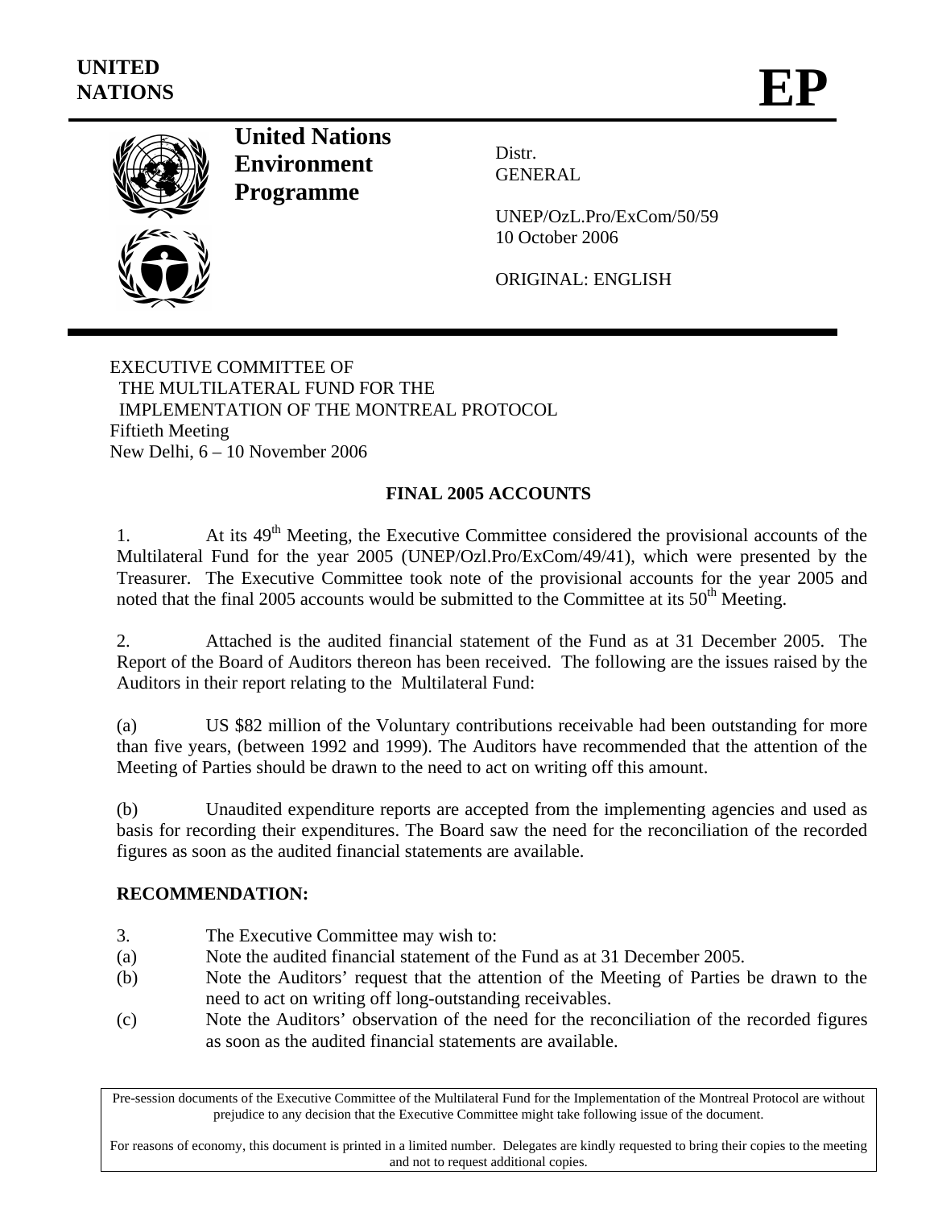UNITED NATIONS

# EP

**United Nations Environment Programme**

Distr.
GENERAL

UNEP/OzL.Pro/ExCom/50/59
10 October 2006

ORIGINAL: ENGLISH

EXECUTIVE COMMITTEE OF
THE MULTILATERAL FUND FOR THE
IMPLEMENTATION OF THE MONTREAL PROTOCOL
Fiftieth Meeting
New Delhi, 6 – 10 November 2006

## FINAL 2005 ACCOUNTS

1. At its 49th Meeting, the Executive Committee considered the provisional accounts of the Multilateral Fund for the year 2005 (UNEP/Ozl.Pro/ExCom/49/41), which were presented by the Treasurer. The Executive Committee took note of the provisional accounts for the year 2005 and noted that the final 2005 accounts would be submitted to the Committee at its 50th Meeting.

2. Attached is the audited financial statement of the Fund as at 31 December 2005. The Report of the Board of Auditors thereon has been received. The following are the issues raised by the Auditors in their report relating to the Multilateral Fund:

(a) US $82 million of the Voluntary contributions receivable had been outstanding for more than five years, (between 1992 and 1999). The Auditors have recommended that the attention of the Meeting of Parties should be drawn to the need to act on writing off this amount.

(b) Unaudited expenditure reports are accepted from the implementing agencies and used as basis for recording their expenditures. The Board saw the need for the reconciliation of the recorded figures as soon as the audited financial statements are available.

**RECOMMENDATION:**

3. The Executive Committee may wish to:

(a) Note the audited financial statement of the Fund as at 31 December 2005.

(b) Note the Auditors' request that the attention of the Meeting of Parties be drawn to the need to act on writing off long-outstanding receivables.

(c) Note the Auditors' observation of the need for the reconciliation of the recorded figures as soon as the audited financial statements are available.

Pre-session documents of the Executive Committee of the Multilateral Fund for the Implementation of the Montreal Protocol are without prejudice to any decision that the Executive Committee might take following issue of the document.

For reasons of economy, this document is printed in a limited number. Delegates are kindly requested to bring their copies to the meeting and not to request additional copies.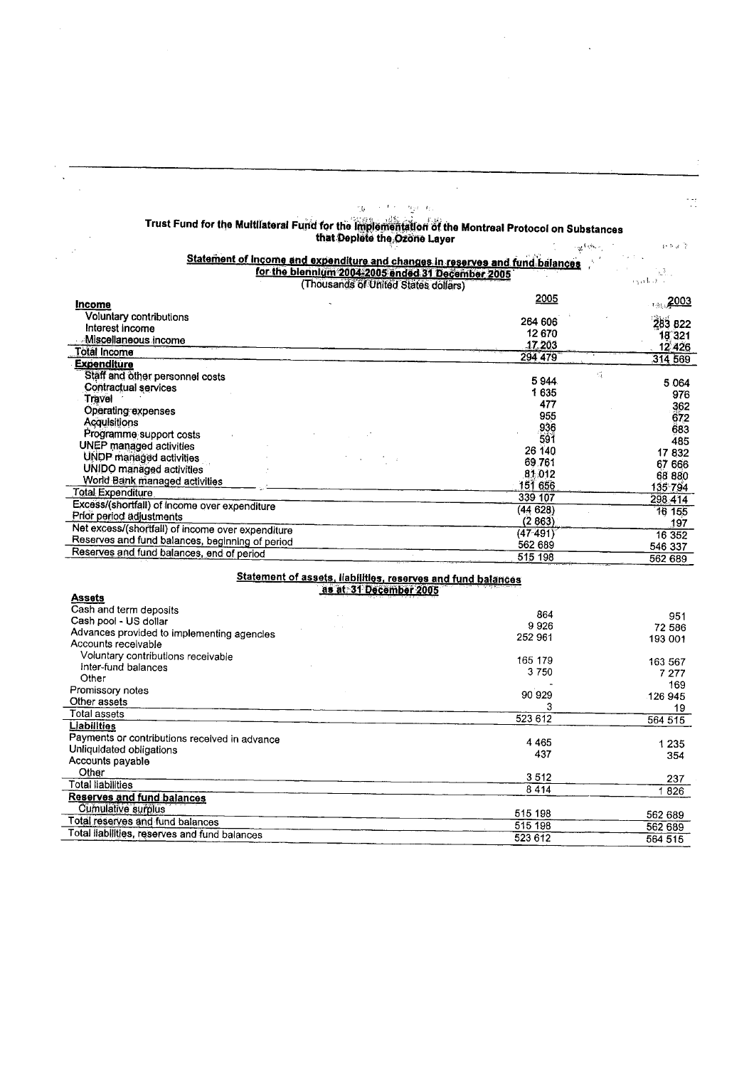## Trust Fund for the Multilateral Fund for the Implementation of the Montreal Protocol on Substances that Deplete the Ozone Layer

### Statement of Income and expenditure and changes in reserves and fund balances for the biennium 2004-2005 ended 31 December 2005

(Thousands of United States dollars)

| | 2005 | 2003 |
|---|---|---|
| **Income** | | |
| Voluntary contributions | 264 606 | 283 822 |
| Interest income | 12 670 | 18 321 |
| Miscellaneous income | 17 203 | 12 426 |
| Total Income | 294 479 | 314 569 |
| **Expenditure** | | |
| Staff and other personnel costs | 5 944 | 5 064 |
| Contractual services | 1 635 | 976 |
| Travel | 477 | 362 |
| Operating expenses | 955 | 672 |
| Acquisitions | 936 | 683 |
| Programme support costs | 591 | 485 |
| UNEP managed activities | 26 140 | 17 832 |
| UNDP managed activities | 69 761 | 67 666 |
| UNIDO managed activities | 81 012 | 68 880 |
| World Bank managed activities | 151 656 | 135 794 |
| Total Expenditure | 339 107 | 298 414 |
| Excess/(shortfall) of income over expenditure | (44 628) | 16 155 |
| Prior period adjustments | (2 863) | 197 |
| Net excess/(shortfall) of income over expenditure | (47 491) | 16 352 |
| Reserves and fund balances, beginning of period | 562 689 | 546 337 |
| Reserves and fund balances, end of period | 515 198 | 562 689 |

### Statement of assets, liabilities, reserves and fund balances as at 31 December 2005

| | 2005 | 2003 |
|---|---|---|
| **Assets** | | |
| Cash and term deposits | 864 | 951 |
| Cash pool - US dollar | 9 926 | 72 586 |
| Advances provided to implementing agencies | 252 961 | 193 001 |
| Accounts receivable | | |
| Voluntary contributions receivable | 165 179 | 163 567 |
| Inter-fund balances | 3 750 | 7 277 |
| Other | - | 169 |
| Promissory notes | 90 929 | 126 945 |
| Other assets | 3 | 19 |
| Total assets | 523 612 | 564 515 |
| **Liabilities** | | |
| Payments or contributions received in advance | 4 465 | 1 235 |
| Unliquidated obligations | 437 | 354 |
| Accounts payable | | |
| Other | 3 512 | 237 |
| Total liabilities | 8 414 | 1 826 |
| **Reserves and fund balances** | | |
| Cumulative surplus | 515 198 | 562 689 |
| Total reserves and fund balances | 515 198 | 562 689 |
| Total liabilities, reserves and fund balances | 523 612 | 564 515 |